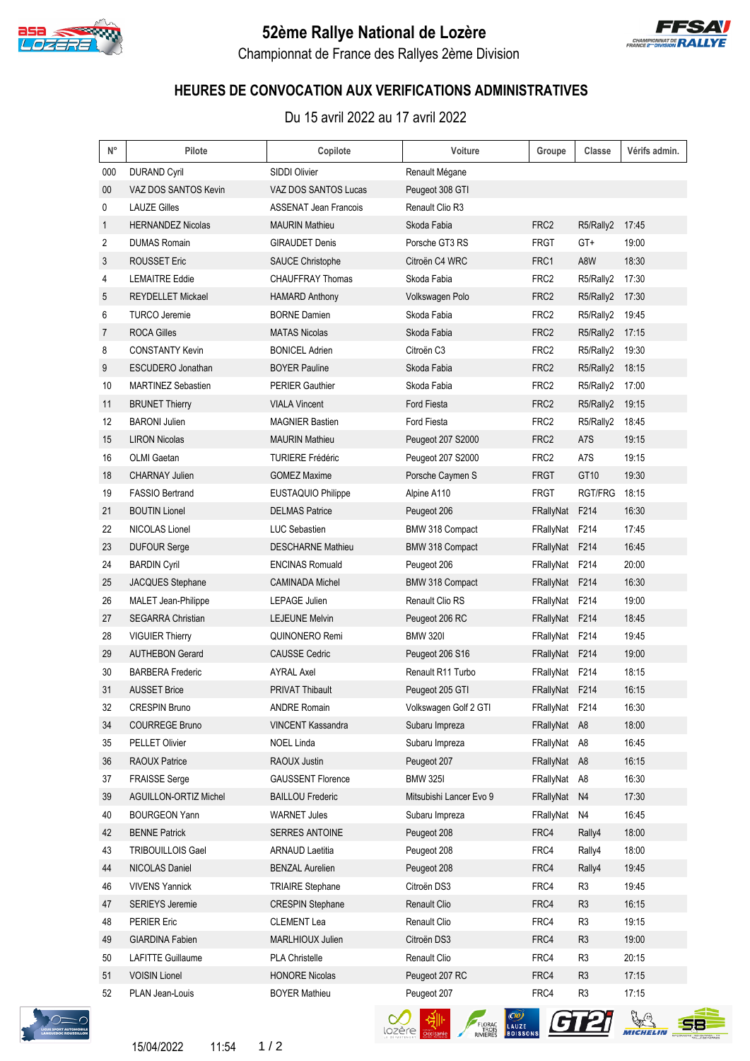# 52ème Rallye National de Lozère

Championnat de France des Rallyes 2ème Division

## HEURES DE CONVOCATION AUX VERIFICATIONS ADMINISTRATIVES

Du 15 avril 2022 au 17 avril 2022

| N° | Pilote | Copilote | Voiture | Groupe | Classe | Vérifs admin. |
|---|---|---|---|---|---|---|
| 000 | DURAND Cyril | SIDDI Olivier | Renault Mégane | | | |
| 00 | VAZ DOS SANTOS Kevin | VAZ DOS SANTOS Lucas | Peugeot 308 GTI | | | |
| 0 | LAUZE Gilles | ASSENAT Jean Francois | Renault Clio R3 | | | |
| 1 | HERNANDEZ Nicolas | MAURIN Mathieu | Skoda Fabia | FRC2 | R5/Rally2 | 17:45 |
| 2 | DUMAS Romain | GIRAUDET Denis | Porsche GT3 RS | FRGT | GT+ | 19:00 |
| 3 | ROUSSET Eric | SAUCE Christophe | Citroën C4 WRC | FRC1 | A8W | 18:30 |
| 4 | LEMAITRE Eddie | CHAUFFRAY Thomas | Skoda Fabia | FRC2 | R5/Rally2 | 17:30 |
| 5 | REYDELLET Mickael | HAMARD Anthony | Volkswagen Polo | FRC2 | R5/Rally2 | 17:30 |
| 6 | TURCO Jeremie | BORNE Damien | Skoda Fabia | FRC2 | R5/Rally2 | 19:45 |
| 7 | ROCA Gilles | MATAS Nicolas | Skoda Fabia | FRC2 | R5/Rally2 | 17:15 |
| 8 | CONSTANTY Kevin | BONICEL Adrien | Citroën C3 | FRC2 | R5/Rally2 | 19:30 |
| 9 | ESCUDERO Jonathan | BOYER Pauline | Skoda Fabia | FRC2 | R5/Rally2 | 18:15 |
| 10 | MARTINEZ Sebastien | PERIER Gauthier | Skoda Fabia | FRC2 | R5/Rally2 | 17:00 |
| 11 | BRUNET Thierry | VIALA Vincent | Ford Fiesta | FRC2 | R5/Rally2 | 19:15 |
| 12 | BARONI Julien | MAGNIER Bastien | Ford Fiesta | FRC2 | R5/Rally2 | 18:45 |
| 15 | LIRON Nicolas | MAURIN Mathieu | Peugeot 207 S2000 | FRC2 | A7S | 19:15 |
| 16 | OLMI Gaetan | TURIERE Frédéric | Peugeot 207 S2000 | FRC2 | A7S | 19:15 |
| 18 | CHARNAY Julien | GOMEZ Maxime | Porsche Caymen S | FRGT | GT10 | 19:30 |
| 19 | FASSIO Bertrand | EUSTAQUIO Philippe | Alpine A110 | FRGT | RGT/FRG | 18:15 |
| 21 | BOUTIN Lionel | DELMAS Patrice | Peugeot 206 | FRallyNat | F214 | 16:30 |
| 22 | NICOLAS Lionel | LUC Sebastien | BMW 318 Compact | FRallyNat | F214 | 17:45 |
| 23 | DUFOUR Serge | DESCHARNE Mathieu | BMW 318 Compact | FRallyNat | F214 | 16:45 |
| 24 | BARDIN Cyril | ENCINAS Romuald | Peugeot 206 | FRallyNat | F214 | 20:00 |
| 25 | JACQUES Stephane | CAMINADA Michel | BMW 318 Compact | FRallyNat | F214 | 16:30 |
| 26 | MALET Jean-Philippe | LEPAGE Julien | Renault Clio RS | FRallyNat | F214 | 19:00 |
| 27 | SEGARRA Christian | LEJEUNE Melvin | Peugeot 206 RC | FRallyNat | F214 | 18:45 |
| 28 | VIGUIER Thierry | QUINONERO Remi | BMW 320I | FRallyNat | F214 | 19:45 |
| 29 | AUTHEBON Gerard | CAUSSE Cedric | Peugeot 206 S16 | FRallyNat | F214 | 19:00 |
| 30 | BARBERA Frederic | AYRAL Axel | Renault R11 Turbo | FRallyNat | F214 | 18:15 |
| 31 | AUSSET Brice | PRIVAT Thibault | Peugeot 205 GTI | FRallyNat | F214 | 16:15 |
| 32 | CRESPIN Bruno | ANDRE Romain | Volkswagen Golf 2 GTI | FRallyNat | F214 | 16:30 |
| 34 | COURREGE Bruno | VINCENT Kassandra | Subaru Impreza | FRallyNat | A8 | 18:00 |
| 35 | PELLET Olivier | NOEL Linda | Subaru Impreza | FRallyNat | A8 | 16:45 |
| 36 | RAOUX Patrice | RAOUX Justin | Peugeot 207 | FRallyNat | A8 | 16:15 |
| 37 | FRAISSE Serge | GAUSSENT Florence | BMW 325I | FRallyNat | A8 | 16:30 |
| 39 | AGUILLON-ORTIZ Michel | BAILLOU Frederic | Mitsubishi Lancer Evo 9 | FRallyNat | N4 | 17:30 |
| 40 | BOURGEON Yann | WARNET Jules | Subaru Impreza | FRallyNat | N4 | 16:45 |
| 42 | BENNE Patrick | SERRES ANTOINE | Peugeot 208 | FRC4 | Rally4 | 18:00 |
| 43 | TRIBOUILLOIS Gael | ARNAUD Laetitia | Peugeot 208 | FRC4 | Rally4 | 18:00 |
| 44 | NICOLAS Daniel | BENZAL Aurelien | Peugeot 208 | FRC4 | Rally4 | 19:45 |
| 46 | VIVENS Yannick | TRIAIRE Stephane | Citroën DS3 | FRC4 | R3 | 19:45 |
| 47 | SERIEYS Jeremie | CRESPIN Stephane | Renault Clio | FRC4 | R3 | 16:15 |
| 48 | PERIER Eric | CLEMENT Lea | Renault Clio | FRC4 | R3 | 19:15 |
| 49 | GIARDINA Fabien | MARLHIOUX Julien | Citroën DS3 | FRC4 | R3 | 19:00 |
| 50 | LAFITTE Guillaume | PLA Christelle | Renault Clio | FRC4 | R3 | 20:15 |
| 51 | VOISIN Lionel | HONORE Nicolas | Peugeot 207 RC | FRC4 | R3 | 17:15 |
| 52 | PLAN Jean-Louis | BOYER Mathieu | Peugeot 207 | FRC4 | R3 | 17:15 |

15/04/2022 11:54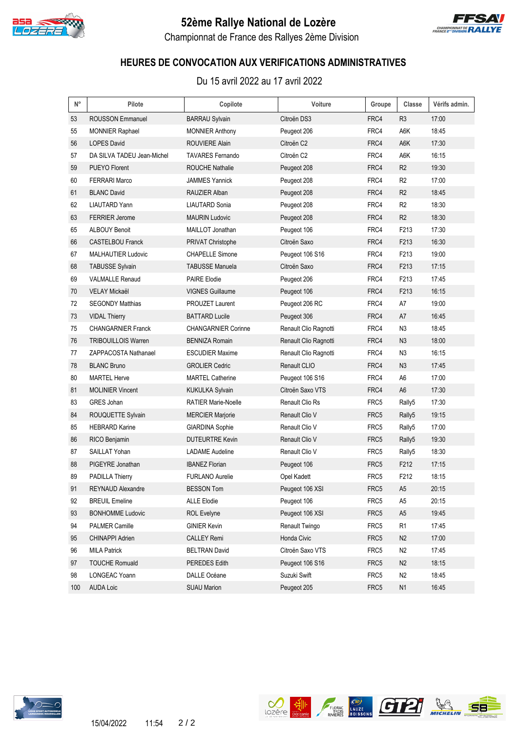# 52ème Rallye National de Lozère

Championnat de France des Rallyes 2ème Division

## HEURES DE CONVOCATION AUX VERIFICATIONS ADMINISTRATIVES

Du 15 avril 2022 au 17 avril 2022

| N° | Pilote | Copilote | Voiture | Groupe | Classe | Vérifs admin. |
|---|---|---|---|---|---|---|
| 53 | ROUSSON Emmanuel | BARRAU Sylvain | Citroën DS3 | FRC4 | R3 | 17:00 |
| 55 | MONNIER Raphael | MONNIER Anthony | Peugeot 206 | FRC4 | A6K | 18:45 |
| 56 | LOPES David | ROUVIERE Alain | Citroën C2 | FRC4 | A6K | 17:30 |
| 57 | DA SILVA TADEU Jean-Michel | TAVARES Fernando | Citroën C2 | FRC4 | A6K | 16:15 |
| 59 | PUEYO Florent | ROUCHE Nathalie | Peugeot 208 | FRC4 | R2 | 19:30 |
| 60 | FERRARI Marco | JAMMES Yannick | Peugeot 208 | FRC4 | R2 | 17:00 |
| 61 | BLANC David | RAUZIER Alban | Peugeot 208 | FRC4 | R2 | 18:45 |
| 62 | LIAUTARD Yann | LIAUTARD Sonia | Peugeot 208 | FRC4 | R2 | 18:30 |
| 63 | FERRIER Jerome | MAURIN Ludovic | Peugeot 208 | FRC4 | R2 | 18:30 |
| 65 | ALBOUY Benoit | MAILLOT Jonathan | Peugeot 106 | FRC4 | F213 | 17:30 |
| 66 | CASTELBOU Franck | PRIVAT Christophe | Citroën Saxo | FRC4 | F213 | 16:30 |
| 67 | MALHAUTIER Ludovic | CHAPELLE Simone | Peugeot 106 S16 | FRC4 | F213 | 19:00 |
| 68 | TABUSSE Sylvain | TABUSSE Manuela | Citroën Saxo | FRC4 | F213 | 17:15 |
| 69 | VALMALLE Renaud | PAIRE Elodie | Peugeot 206 | FRC4 | F213 | 17:45 |
| 70 | VELAY Mickaël | VIGNES Guillaume | Peugeot 106 | FRC4 | F213 | 16:15 |
| 72 | SEGONDY Matthias | PROUZET Laurent | Peugeot 206 RC | FRC4 | A7 | 19:00 |
| 73 | VIDAL Thierry | BATTARD Lucile | Peugeot 306 | FRC4 | A7 | 16:45 |
| 75 | CHANGARNIER Franck | CHANGARNIER Corinne | Renault Clio Ragnotti | FRC4 | N3 | 18:45 |
| 76 | TRIBOUILLOIS Warren | BENNIZA Romain | Renault Clio Ragnotti | FRC4 | N3 | 18:00 |
| 77 | ZAPPACOSTA Nathanael | ESCUDIER Maxime | Renault Clio Ragnotti | FRC4 | N3 | 16:15 |
| 78 | BLANC Bruno | GROLIER Cedric | Renault CLIO | FRC4 | N3 | 17:45 |
| 80 | MARTEL Herve | MARTEL Catherine | Peugeot 106 S16 | FRC4 | A6 | 17:00 |
| 81 | MOLINIER Vincent | KUKULKA Sylvain | Citroën Saxo VTS | FRC4 | A6 | 17:30 |
| 83 | GRES Johan | RATIER Marie-Noelle | Renault Clio Rs | FRC5 | Rally5 | 17:30 |
| 84 | ROUQUETTE Sylvain | MERCIER Marjorie | Renault Clio V | FRC5 | Rally5 | 19:15 |
| 85 | HEBRARD Karine | GIARDINA Sophie | Renault Clio V | FRC5 | Rally5 | 17:00 |
| 86 | RICO Benjamin | DUTEURTRE Kevin | Renault Clio V | FRC5 | Rally5 | 19:30 |
| 87 | SAILLAT Yohan | LADAME Audeline | Renault Clio V | FRC5 | Rally5 | 18:30 |
| 88 | PIGEYRE Jonathan | IBANEZ Florian | Peugeot 106 | FRC5 | F212 | 17:15 |
| 89 | PADILLA Thierry | FURLANO Aurelie | Opel Kadett | FRC5 | F212 | 18:15 |
| 91 | REYNAUD Alexandre | BESSON Tom | Peugeot 106 XSI | FRC5 | A5 | 20:15 |
| 92 | BREUIL Emeline | ALLE Elodie | Peugeot 106 | FRC5 | A5 | 20:15 |
| 93 | BONHOMME Ludovic | ROL Evelyne | Peugeot 106 XSI | FRC5 | A5 | 19:45 |
| 94 | PALMER Camille | GINIER Kevin | Renault Twingo | FRC5 | R1 | 17:45 |
| 95 | CHINAPPI Adrien | CALLEY Remi | Honda Civic | FRC5 | N2 | 17:00 |
| 96 | MILA Patrick | BELTRAN David | Citroën Saxo VTS | FRC5 | N2 | 17:45 |
| 97 | TOUCHE Romuald | PEREDES Edith | Peugeot 106 S16 | FRC5 | N2 | 18:15 |
| 98 | LONGEAC Yoann | DALLE Océane | Suzuki Swift | FRC5 | N2 | 18:45 |
| 100 | AUDA Loic | SUAU Marion | Peugeot 205 | FRC5 | N1 | 16:45 |

15/04/2022 11:54